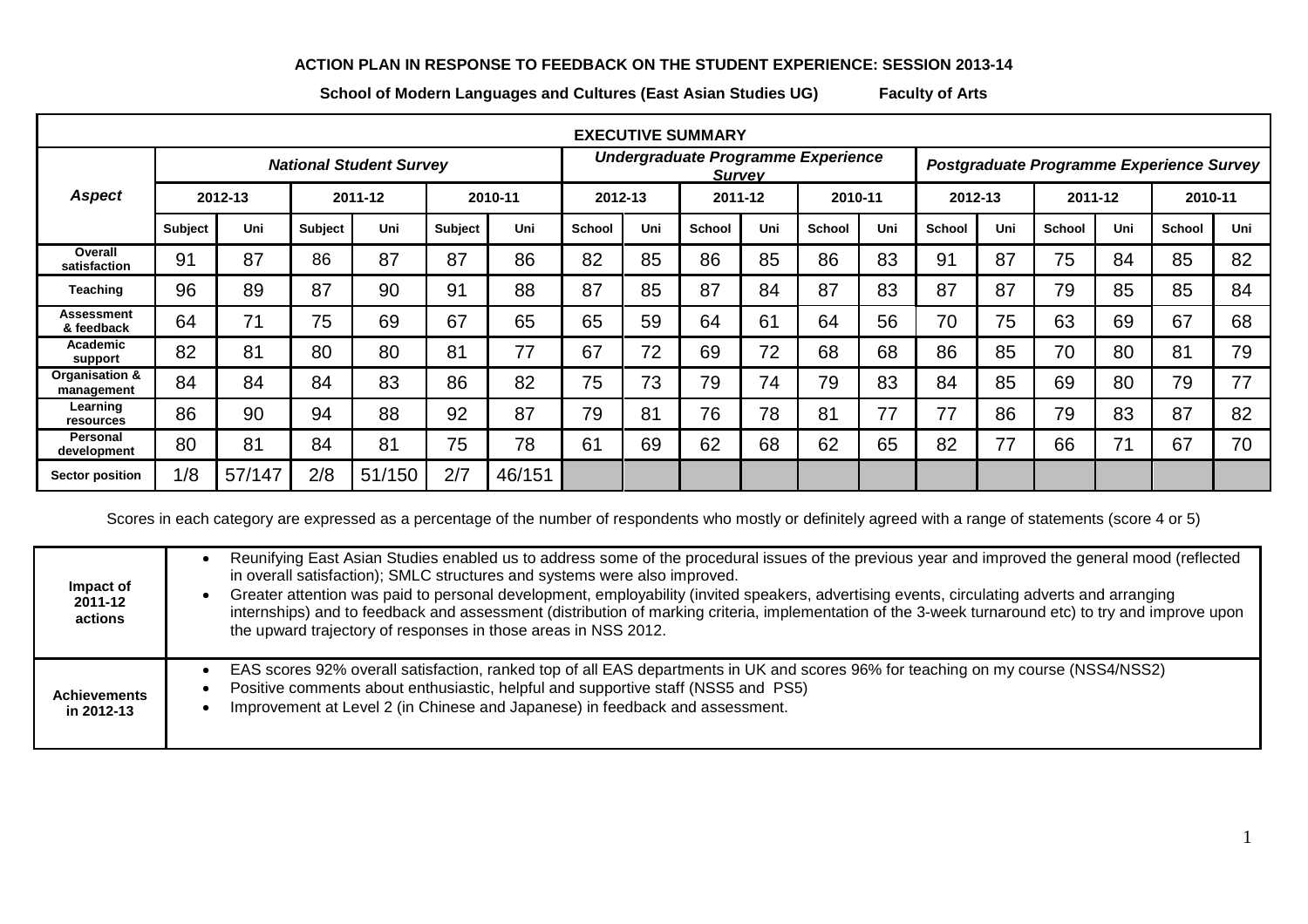**ACTION PLAN IN RESPONSE TO FEEDBACK ON THE STUDENT EXPERIENCE: SESSION 2013-14**

**School of Modern Languages and Cultures (East Asian Studies UG) Faculty of Arts**

| EXECUTIVE SUMMARY | | | | | | | | | | | | | | | | | | |
|---|---|---|---|---|---|---|---|---|---|---|---|---|---|---|---|---|---|---|
| ***Aspect*** | ***National Student Survey*** | | | | | | ***Undergraduate Programme Experience Survey*** | | | | | | ***Postgraduate Programme Experience Survey*** | | | | | |
| | **2012-13** | | **2011-12** | | **2010-11** | | **2012-13** | | **2011-12** | | **2010-11** | | **2012-13** | | **2011-12** | | **2010-11** | |
| | **Subject** | **Uni** | **Subject** | **Uni** | **Subject** | **Uni** | **School** | **Uni** | **School** | **Uni** | **School** | **Uni** | **School** | **Uni** | **School** | **Uni** | **School** | **Uni** |
| **Overall satisfaction** | 91 | 87 | 86 | 87 | 87 | 86 | 82 | 85 | 86 | 85 | 86 | 83 | 91 | 87 | 75 | 84 | 85 | 82 |
| **Teaching** | 96 | 89 | 87 | 90 | 91 | 88 | 87 | 85 | 87 | 84 | 87 | 83 | 87 | 87 | 79 | 85 | 85 | 84 |
| **Assessment & feedback** | 64 | 71 | 75 | 69 | 67 | 65 | 65 | 59 | 64 | 61 | 64 | 56 | 70 | 75 | 63 | 69 | 67 | 68 |
| **Academic support** | 82 | 81 | 80 | 80 | 81 | 77 | 67 | 72 | 69 | 72 | 68 | 68 | 86 | 85 | 70 | 80 | 81 | 79 |
| **Organisation & management** | 84 | 84 | 84 | 83 | 86 | 82 | 75 | 73 | 79 | 74 | 79 | 83 | 84 | 85 | 69 | 80 | 79 | 77 |
| **Learning resources** | 86 | 90 | 94 | 88 | 92 | 87 | 79 | 81 | 76 | 78 | 81 | 77 | 77 | 86 | 79 | 83 | 87 | 82 |
| **Personal development** | 80 | 81 | 84 | 81 | 75 | 78 | 61 | 69 | 62 | 68 | 62 | 65 | 82 | 77 | 66 | 71 | 67 | 70 |
| **Sector position** | 1/8 | 57/147 | 2/8 | 51/150 | 2/7 | 46/151 | | | | | | | | | | | | |

Scores in each category are expressed as a percentage of the number of respondents who mostly or definitely agreed with a range of statements (score 4 or 5)

| | |
|---|---|
| **Impact of 2011-12 actions** | • Reunifying East Asian Studies enabled us to address some of the procedural issues of the previous year and improved the general mood (reflected in overall satisfaction); SMLC structures and systems were also improved.<br>• Greater attention was paid to personal development, employability (invited speakers, advertising events, circulating adverts and arranging internships) and to feedback and assessment (distribution of marking criteria, implementation of the 3-week turnaround etc) to try and improve upon the upward trajectory of responses in those areas in NSS 2012. |
| **Achievements in 2012-13** | • EAS scores 92% overall satisfaction, ranked top of all EAS departments in UK and scores 96% for teaching on my course (NSS4/NSS2)<br>• Positive comments about enthusiastic, helpful and supportive staff (NSS5 and PS5)<br>• Improvement at Level 2 (in Chinese and Japanese) in feedback and assessment. |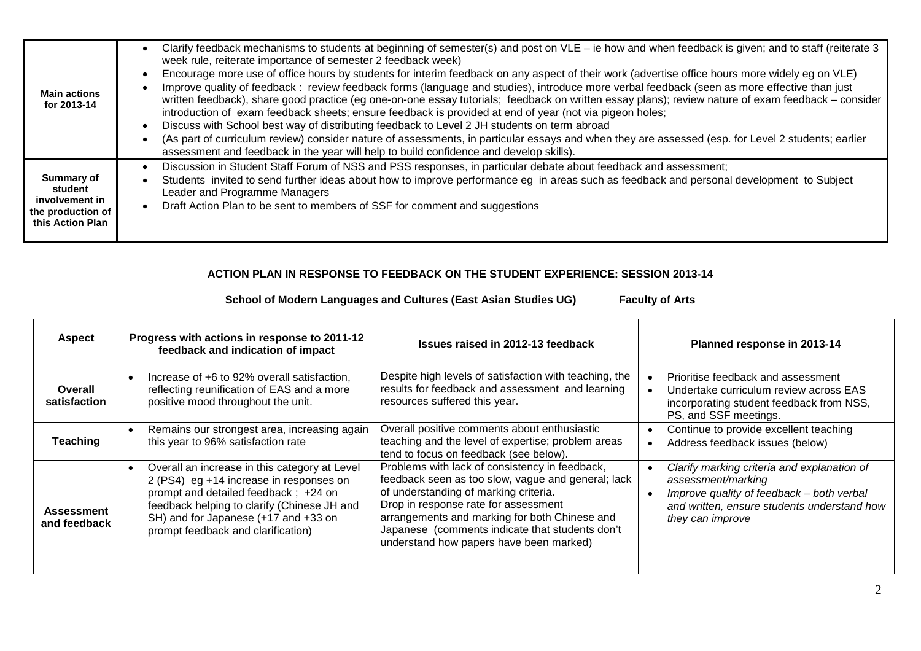| | |
|---|---|
| **Main actions for 2013-14** | • Clarify feedback mechanisms to students at beginning of semester(s) and post on VLE – ie how and when feedback is given; and to staff (reiterate 3 week rule, reiterate importance of semester 2 feedback week)<br>• Encourage more use of office hours by students for interim feedback on any aspect of their work (advertise office hours more widely eg on VLE)<br>• Improve quality of feedback : review feedback forms (language and studies), introduce more verbal feedback (seen as more effective than just written feedback), share good practice (eg one-on-one essay tutorials; feedback on written essay plans); review nature of exam feedback – consider introduction of exam feedback sheets; ensure feedback is provided at end of year (not via pigeon holes;<br>• Discuss with School best way of distributing feedback to Level 2 JH students on term abroad<br>• (As part of curriculum review) consider nature of assessments, in particular essays and when they are assessed (esp. for Level 2 students; earlier assessment and feedback in the year will help to build confidence and develop skills). |
| **Summary of student involvement in the production of this Action Plan** | • Discussion in Student Staff Forum of NSS and PSS responses, in particular debate about feedback and assessment;<br>• Students invited to send further ideas about how to improve performance eg in areas such as feedback and personal development to Subject Leader and Programme Managers<br>• Draft Action Plan to be sent to members of SSF for comment and suggestions |

## ACTION PLAN IN RESPONSE TO FEEDBACK ON THE STUDENT EXPERIENCE: SESSION 2013-14

**School of Modern Languages and Cultures (East Asian Studies UG) Faculty of Arts**

| Aspect | Progress with actions in response to 2011-12 feedback and indication of impact | Issues raised in 2012-13 feedback | Planned response in 2013-14 |
|---|---|---|---|
| **Overall satisfaction** | • Increase of +6 to 92% overall satisfaction, reflecting reunification of EAS and a more positive mood throughout the unit. | Despite high levels of satisfaction with teaching, the results for feedback and assessment and learning resources suffered this year. | • Prioritise feedback and assessment<br>• Undertake curriculum review across EAS incorporating student feedback from NSS, PS, and SSF meetings. |
| **Teaching** | • Remains our strongest area, increasing again this year to 96% satisfaction rate | Overall positive comments about enthusiastic teaching and the level of expertise; problem areas tend to focus on feedback (see below). | • Continue to provide excellent teaching<br>• Address feedback issues (below) |
| **Assessment and feedback** | • Overall an increase in this category at Level 2 (PS4) eg +14 increase in responses on prompt and detailed feedback ; +24 on feedback helping to clarify (Chinese JH and SH) and for Japanese (+17 and +33 on prompt feedback and clarification) | Problems with lack of consistency in feedback, feedback seen as too slow, vague and general; lack of understanding of marking criteria.<br>Drop in response rate for assessment arrangements and marking for both Chinese and Japanese (comments indicate that students don't understand how papers have been marked) | • *Clarify marking criteria and explanation of assessment/marking*<br>• *Improve quality of feedback – both verbal and written, ensure students understand how they can improve* |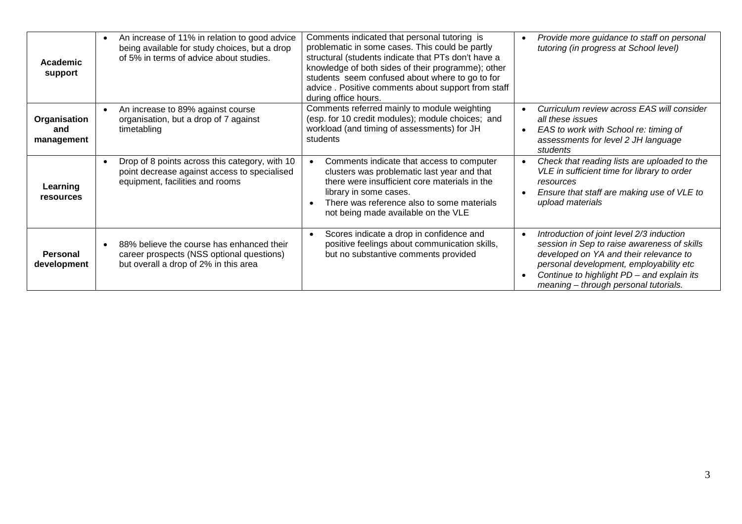| | | | |
|---|---|---|---|
| **Academic support** | • An increase of 11% in relation to good advice being available for study choices, but a drop of 5% in terms of advice about studies. | Comments indicated that personal tutoring is problematic in some cases. This could be partly structural (students indicate that PTs don't have a knowledge of both sides of their programme); other students seem confused about where to go to for advice . Positive comments about support from staff during office hours. | • *Provide more guidance to staff on personal tutoring (in progress at School level)* |
| **Organisation and management** | • An increase to 89% against course organisation, but a drop of 7 against timetabling | Comments referred mainly to module weighting (esp. for 10 credit modules); module choices; and workload (and timing of assessments) for JH students | • *Curriculum review across EAS will consider all these issues*<br>• *EAS to work with School re: timing of assessments for level 2 JH language students* |
| **Learning resources** | • Drop of 8 points across this category, with 10 point decrease against access to specialised equipment, facilities and rooms | • Comments indicate that access to computer clusters was problematic last year and that there were insufficient core materials in the library in some cases.<br>• There was reference also to some materials not being made available on the VLE | • *Check that reading lists are uploaded to the VLE in sufficient time for library to order resources*<br>• *Ensure that staff are making use of VLE to upload materials* |
| **Personal development** | • 88% believe the course has enhanced their career prospects (NSS optional questions) but overall a drop of 2% in this area | • Scores indicate a drop in confidence and positive feelings about communication skills, but no substantive comments provided | • *Introduction of joint level 2/3 induction session in Sep to raise awareness of skills developed on YA and their relevance to personal development, employability etc*<br>• *Continue to highlight PD – and explain its meaning – through personal tutorials.* |